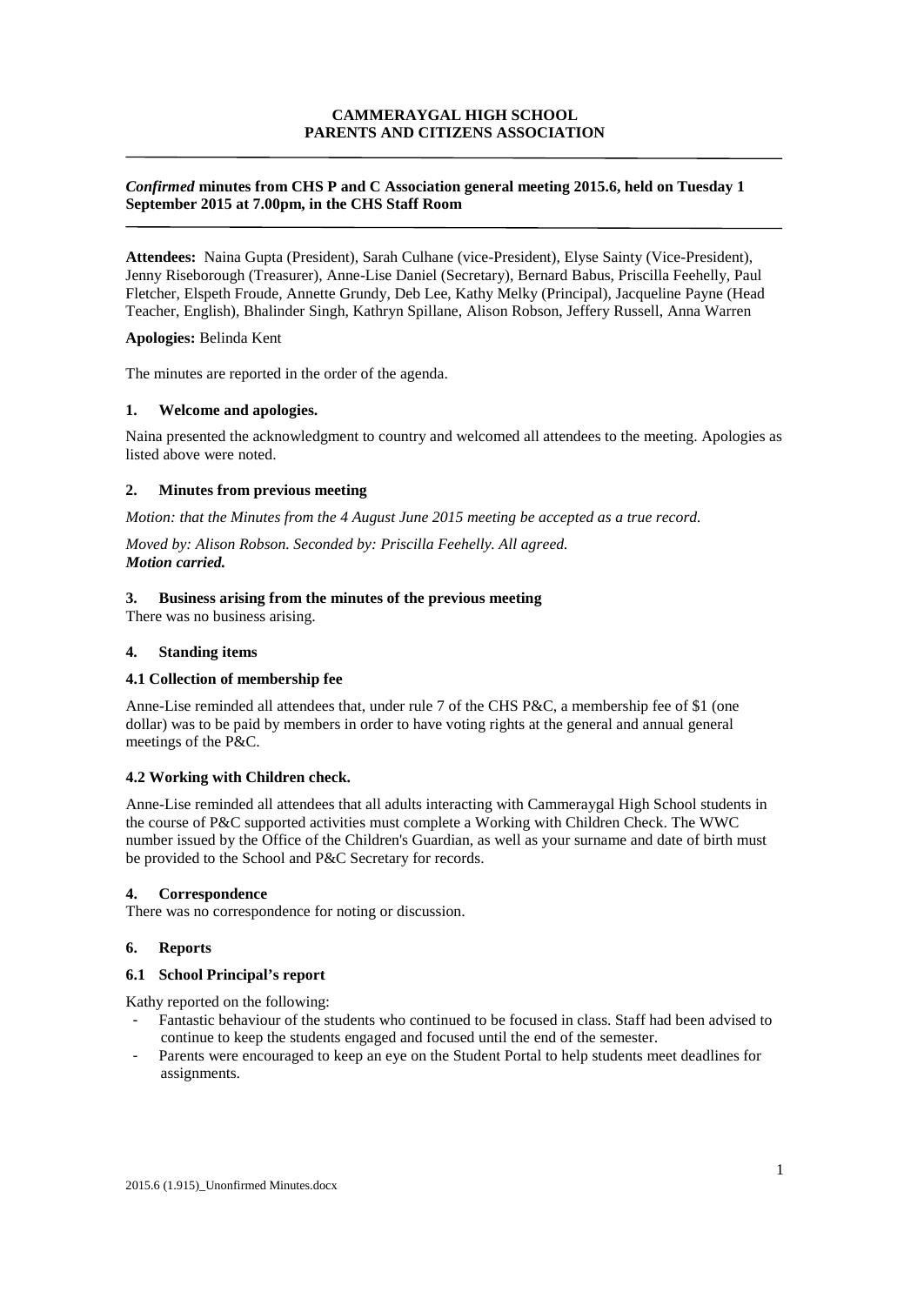**CAMMERAYGAL HIGH SCHOOL**
**PARENTS AND CITIZENS ASSOCIATION**

---

***Confirmed* minutes from CHS P and C Association general meeting 2015.6, held on Tuesday 1 September 2015 at 7.00pm, in the CHS Staff Room**

---

**Attendees:** Naina Gupta (President), Sarah Culhane (vice-President), Elyse Sainty (Vice-President), Jenny Riseborough (Treasurer), Anne-Lise Daniel (Secretary), Bernard Babus, Priscilla Feehelly, Paul Fletcher, Elspeth Froude, Annette Grundy, Deb Lee, Kathy Melky (Principal), Jacqueline Payne (Head Teacher, English), Bhalinder Singh, Kathryn Spillane, Alison Robson, Jeffery Russell, Anna Warren

**Apologies:** Belinda Kent

The minutes are reported in the order of the agenda.

### 1. Welcome and apologies.

Naina presented the acknowledgment to country and welcomed all attendees to the meeting. Apologies as listed above were noted.

### 2. Minutes from previous meeting

*Motion: that the Minutes from the 4 August June 2015 meeting be accepted as a true record.*

*Moved by: Alison Robson. Seconded by: Priscilla Feehelly. All agreed.*
***Motion carried.***

### 3. Business arising from the minutes of the previous meeting

There was no business arising.

### 4. Standing items

#### 4.1 Collection of membership fee

Anne-Lise reminded all attendees that, under rule 7 of the CHS P&C, a membership fee of $1 (one dollar) was to be paid by members in order to have voting rights at the general and annual general meetings of the P&C.

#### 4.2 Working with Children check.

Anne-Lise reminded all attendees that all adults interacting with Cammeraygal High School students in the course of P&C supported activities must complete a Working with Children Check. The WWC number issued by the Office of the Children's Guardian, as well as your surname and date of birth must be provided to the School and P&C Secretary for records.

### 4. Correspondence

There was no correspondence for noting or discussion.

### 6. Reports

#### 6.1 School Principal's report

Kathy reported on the following:

- Fantastic behaviour of the students who continued to be focused in class. Staff had been advised to continue to keep the students engaged and focused until the end of the semester.
- Parents were encouraged to keep an eye on the Student Portal to help students meet deadlines for assignments.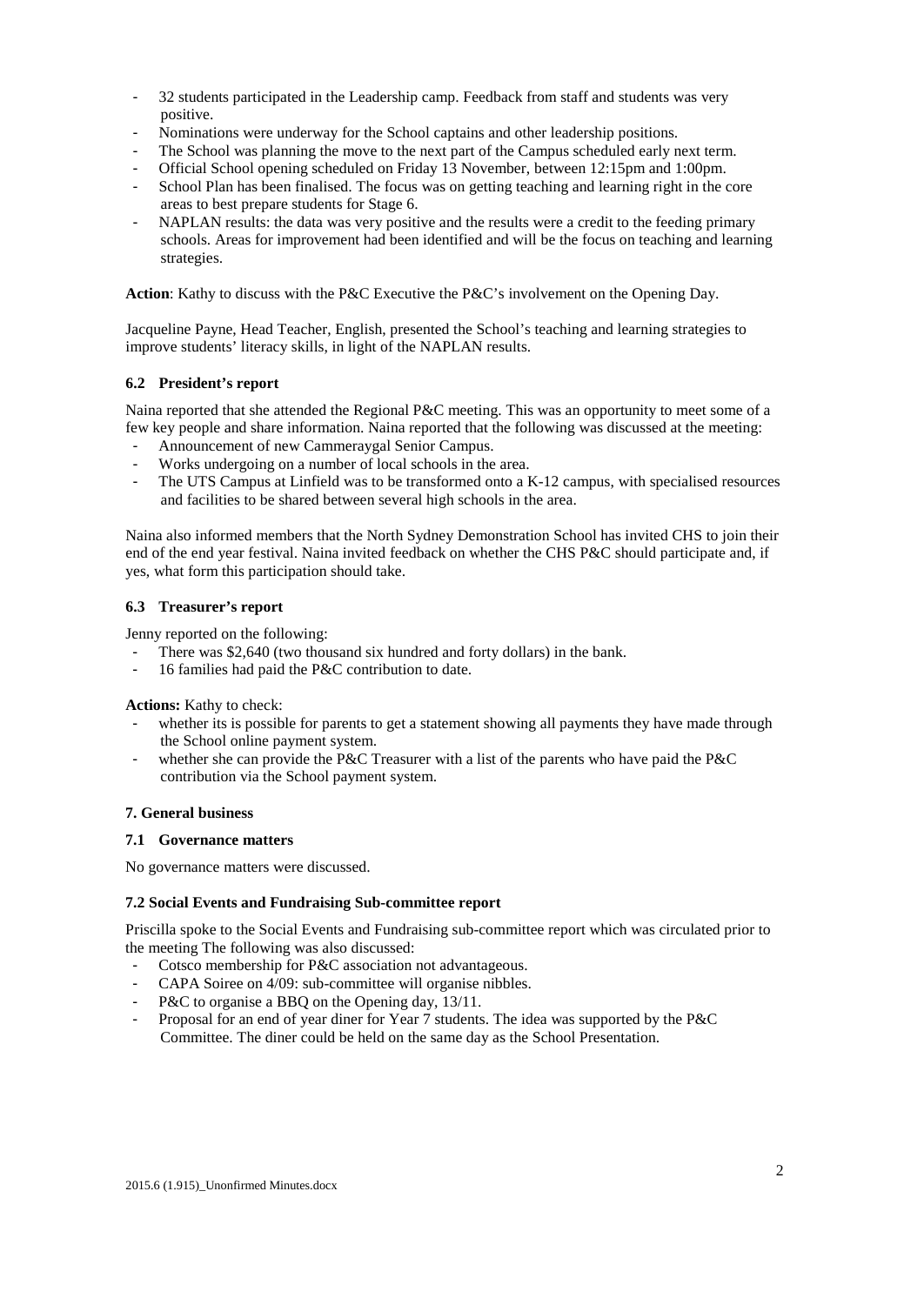- 32 students participated in the Leadership camp. Feedback from staff and students was very positive.
- Nominations were underway for the School captains and other leadership positions.
- The School was planning the move to the next part of the Campus scheduled early next term.
- Official School opening scheduled on Friday 13 November, between 12:15pm and 1:00pm.
- School Plan has been finalised. The focus was on getting teaching and learning right in the core areas to best prepare students for Stage 6.
- NAPLAN results: the data was very positive and the results were a credit to the feeding primary schools. Areas for improvement had been identified and will be the focus on teaching and learning strategies.

**Action**: Kathy to discuss with the P&C Executive the P&C's involvement on the Opening Day.

Jacqueline Payne, Head Teacher, English, presented the School's teaching and learning strategies to improve students' literacy skills, in light of the NAPLAN results.

### 6.2 President's report

Naina reported that she attended the Regional P&C meeting. This was an opportunity to meet some of a few key people and share information. Naina reported that the following was discussed at the meeting:

- Announcement of new Cammeraygal Senior Campus.
- Works undergoing on a number of local schools in the area.
- The UTS Campus at Linfield was to be transformed onto a K-12 campus, with specialised resources and facilities to be shared between several high schools in the area.

Naina also informed members that the North Sydney Demonstration School has invited CHS to join their end of the end year festival. Naina invited feedback on whether the CHS P&C should participate and, if yes, what form this participation should take.

### 6.3 Treasurer's report

Jenny reported on the following:

- There was $2,640 (two thousand six hundred and forty dollars) in the bank.
- 16 families had paid the P&C contribution to date.

**Actions:** Kathy to check:

- whether its is possible for parents to get a statement showing all payments they have made through the School online payment system.
- whether she can provide the P&C Treasurer with a list of the parents who have paid the P&C contribution via the School payment system.

### 7. General business

### 7.1 Governance matters

No governance matters were discussed.

### 7.2 Social Events and Fundraising Sub-committee report

Priscilla spoke to the Social Events and Fundraising sub-committee report which was circulated prior to the meeting The following was also discussed:

- Cotsco membership for P&C association not advantageous.
- CAPA Soiree on 4/09: sub-committee will organise nibbles.
- P&C to organise a BBQ on the Opening day, 13/11.
- Proposal for an end of year diner for Year 7 students. The idea was supported by the P&C Committee. The diner could be held on the same day as the School Presentation.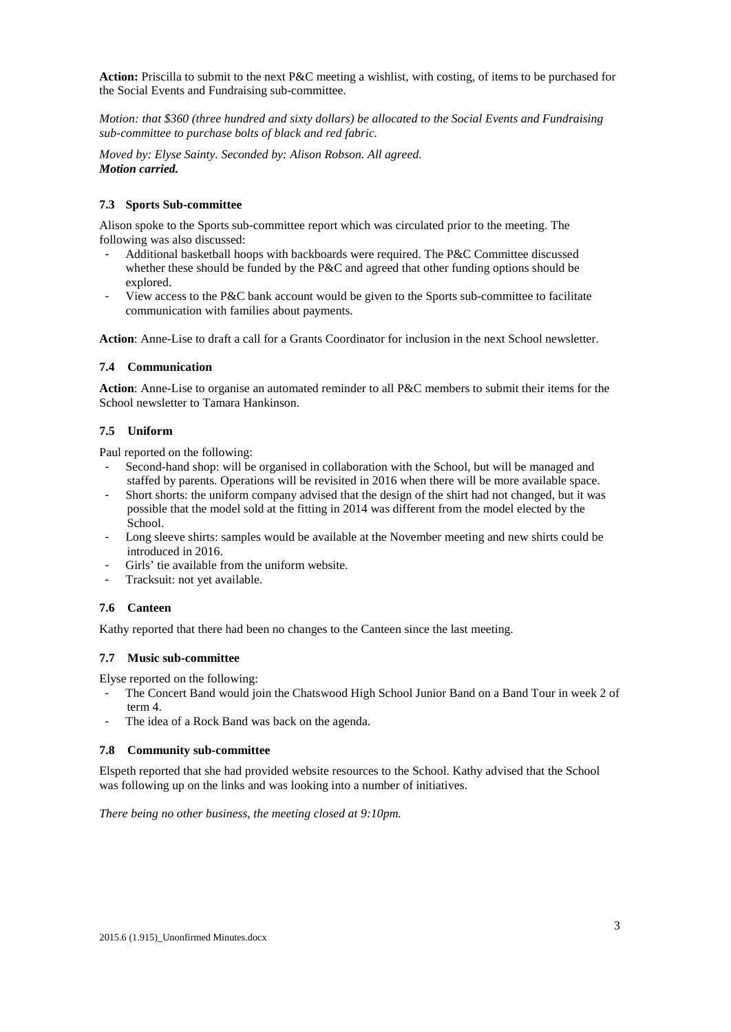**Action:** Priscilla to submit to the next P&C meeting a wishlist, with costing, of items to be purchased for the Social Events and Fundraising sub-committee.

*Motion: that $360 (three hundred and sixty dollars) be allocated to the Social Events and Fundraising sub-committee to purchase bolts of black and red fabric.*

*Moved by: Elyse Sainty. Seconded by: Alison Robson. All agreed.*
***Motion carried.***

### 7.3 Sports Sub-committee

Alison spoke to the Sports sub-committee report which was circulated prior to the meeting. The following was also discussed:

- Additional basketball hoops with backboards were required. The P&C Committee discussed whether these should be funded by the P&C and agreed that other funding options should be explored.
- View access to the P&C bank account would be given to the Sports sub-committee to facilitate communication with families about payments.

**Action**: Anne-Lise to draft a call for a Grants Coordinator for inclusion in the next School newsletter.

### 7.4 Communication

**Action**: Anne-Lise to organise an automated reminder to all P&C members to submit their items for the School newsletter to Tamara Hankinson.

### 7.5 Uniform

Paul reported on the following:

- Second-hand shop: will be organised in collaboration with the School, but will be managed and staffed by parents. Operations will be revisited in 2016 when there will be more available space.
- Short shorts: the uniform company advised that the design of the shirt had not changed, but it was possible that the model sold at the fitting in 2014 was different from the model elected by the School.
- Long sleeve shirts: samples would be available at the November meeting and new shirts could be introduced in 2016.
- Girls' tie available from the uniform website.
- Tracksuit: not yet available.

### 7.6 Canteen

Kathy reported that there had been no changes to the Canteen since the last meeting.

### 7.7 Music sub-committee

Elyse reported on the following:

- The Concert Band would join the Chatswood High School Junior Band on a Band Tour in week 2 of term 4.
- The idea of a Rock Band was back on the agenda.

### 7.8 Community sub-committee

Elspeth reported that she had provided website resources to the School. Kathy advised that the School was following up on the links and was looking into a number of initiatives.

*There being no other business, the meeting closed at 9:10pm.*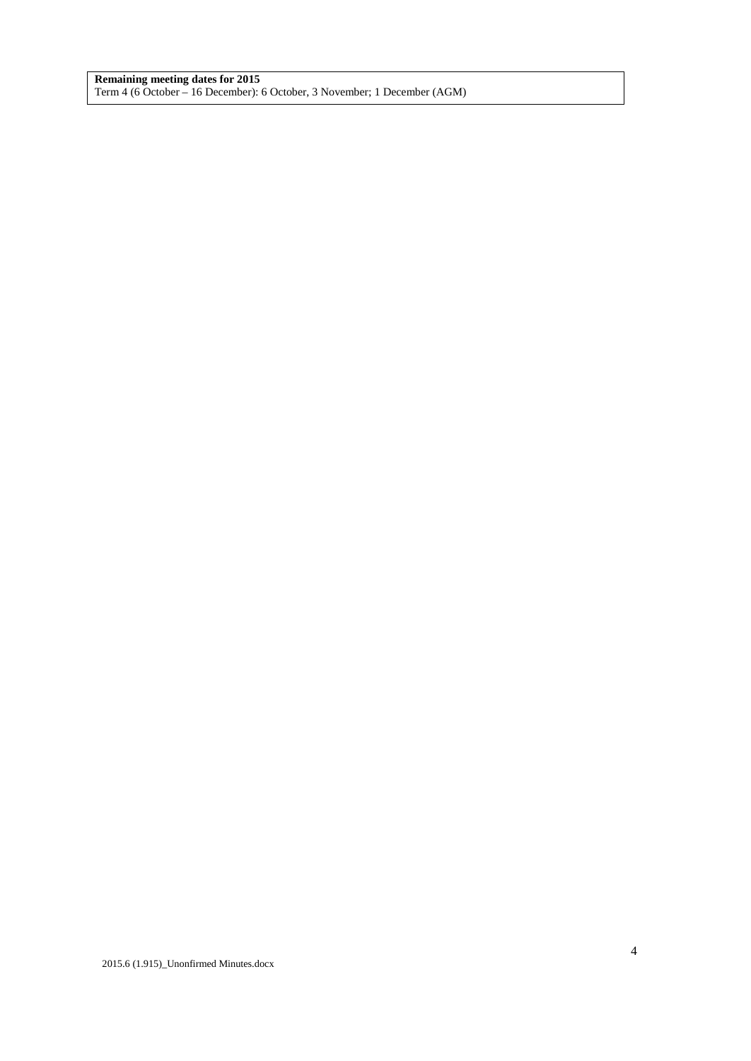**Remaining meeting dates for 2015**
Term 4 (6 October – 16 December): 6 October, 3 November; 1 December (AGM)